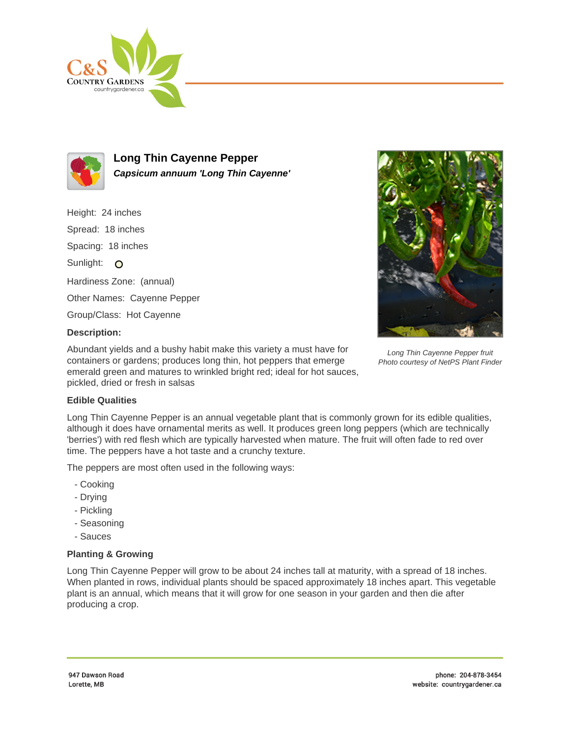# Long Thin Cayenne Pepper

***Capsicum annuum 'Long Thin Cayenne'***

Height: 24 inches

Spread: 18 inches

Spacing: 18 inches

Sunlight:

Hardiness Zone: (annual)

Other Names: Cayenne Pepper

Group/Class: Hot Cayenne

### Description:

Abundant yields and a bushy habit make this variety a must have for containers or gardens; produces long thin, hot peppers that emerge emerald green and matures to wrinkled bright red; ideal for hot sauces, pickled, dried or fresh in salsas

*Long Thin Cayenne Pepper fruit*
*Photo courtesy of NetPS Plant Finder*

### Edible Qualities

Long Thin Cayenne Pepper is an annual vegetable plant that is commonly grown for its edible qualities, although it does have ornamental merits as well. It produces green long peppers (which are technically 'berries') with red flesh which are typically harvested when mature. The fruit will often fade to red over time. The peppers have a hot taste and a crunchy texture.

The peppers are most often used in the following ways:

- Cooking
- Drying
- Pickling
- Seasoning
- Sauces

### Planting & Growing

Long Thin Cayenne Pepper will grow to be about 24 inches tall at maturity, with a spread of 18 inches. When planted in rows, individual plants should be spaced approximately 18 inches apart. This vegetable plant is an annual, which means that it will grow for one season in your garden and then die after producing a crop.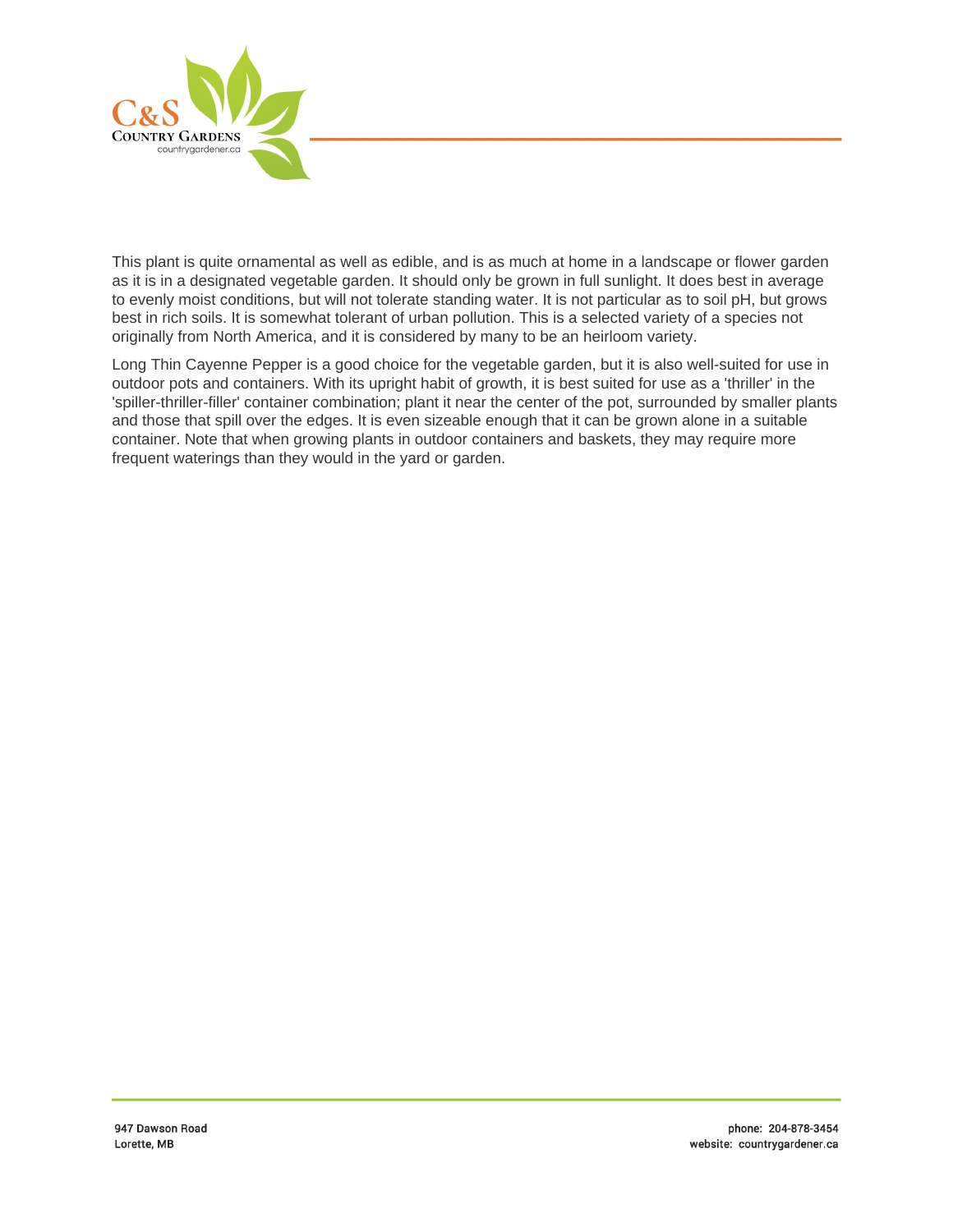This plant is quite ornamental as well as edible, and is as much at home in a landscape or flower garden as it is in a designated vegetable garden. It should only be grown in full sunlight. It does best in average to evenly moist conditions, but will not tolerate standing water. It is not particular as to soil pH, but grows best in rich soils. It is somewhat tolerant of urban pollution. This is a selected variety of a species not originally from North America, and it is considered by many to be an heirloom variety.

Long Thin Cayenne Pepper is a good choice for the vegetable garden, but it is also well-suited for use in outdoor pots and containers. With its upright habit of growth, it is best suited for use as a 'thriller' in the 'spiller-thriller-filler' container combination; plant it near the center of the pot, surrounded by smaller plants and those that spill over the edges. It is even sizeable enough that it can be grown alone in a suitable container. Note that when growing plants in outdoor containers and baskets, they may require more frequent waterings than they would in the yard or garden.